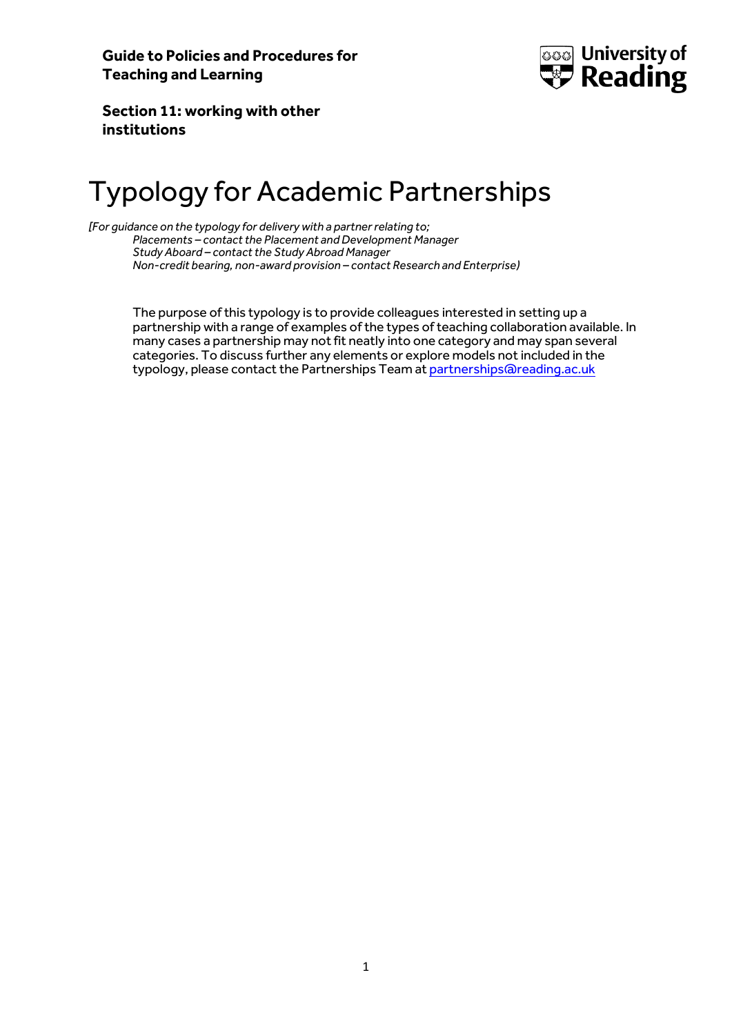**Guide to Policies and Procedures for Teaching and Learning**

**Section 11: working with other institutions**

# Typology for Academic Partnerships

*[For guidance on the typology for delivery with a partner relating to;*
*Placements – contact the Placement and Development Manager*
*Study Aboard – contact the Study Abroad Manager*
*Non-credit bearing, non-award provision – contact Research and Enterprise)*

The purpose of this typology is to provide colleagues interested in setting up a partnership with a range of examples of the types of teaching collaboration available. In many cases a partnership may not fit neatly into one category and may span several categories. To discuss further any elements or explore models not included in the typology, please contact the Partnerships Team at partnerships@reading.ac.uk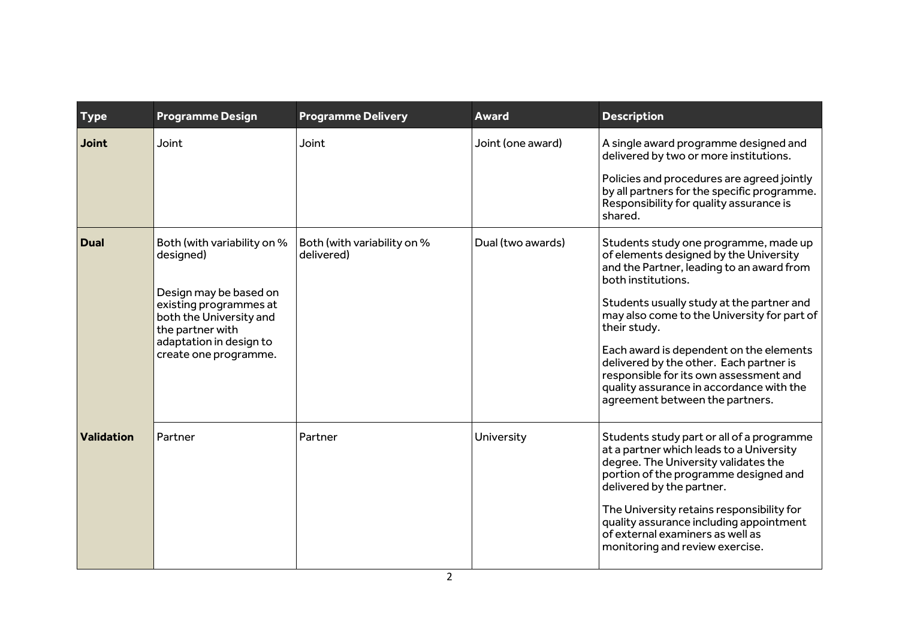| Type | Programme Design | Programme Delivery | Award | Description |
|---|---|---|---|---|
| **Joint** | Joint | Joint | Joint (one award) | A single award programme designed and delivered by two or more institutions.<br><br>Policies and procedures are agreed jointly by all partners for the specific programme. Responsibility for quality assurance is shared. |
| **Dual** | Both (with variability on % designed)<br><br>Design may be based on existing programmes at both the University and the partner with adaptation in design to create one programme. | Both (with variability on % delivered) | Dual (two awards) | Students study one programme, made up of elements designed by the University and the Partner, leading to an award from both institutions.<br><br>Students usually study at the partner and may also come to the University for part of their study.<br><br>Each award is dependent on the elements delivered by the other. Each partner is responsible for its own assessment and quality assurance in accordance with the agreement between the partners. |
| **Validation** | Partner | Partner | University | Students study part or all of a programme at a partner which leads to a University degree. The University validates the portion of the programme designed and delivered by the partner.<br><br>The University retains responsibility for quality assurance including appointment of external examiners as well as monitoring and review exercise. |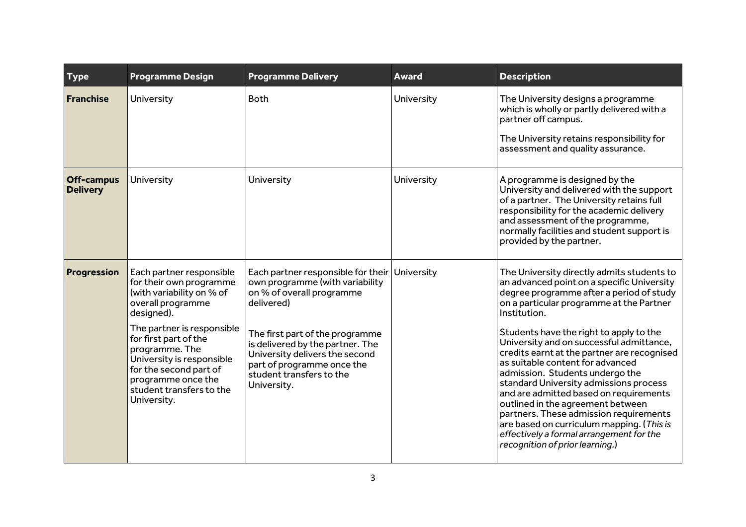| Type | Programme Design | Programme Delivery | Award | Description |
| --- | --- | --- | --- | --- |
| **Franchise** | University | Both | University | The University designs a programme which is wholly or partly delivered with a partner off campus.<br><br>The University retains responsibility for assessment and quality assurance. |
| **Off-campus Delivery** | University | University | University | A programme is designed by the University and delivered with the support of a partner. The University retains full responsibility for the academic delivery and assessment of the programme, normally facilities and student support is provided by the partner. |
| **Progression** | Each partner responsible for their own programme (with variability on % of overall programme designed).<br><br>The partner is responsible for first part of the programme. The University is responsible for the second part of programme once the student transfers to the University. | Each partner responsible for their own programme (with variability on % of overall programme delivered)<br><br>The first part of the programme is delivered by the partner. The University delivers the second part of programme once the student transfers to the University. | University | The University directly admits students to an advanced point on a specific University degree programme after a period of study on a particular programme at the Partner Institution.<br><br>Students have the right to apply to the University and on successful admittance, credits earnt at the partner are recognised as suitable content for advanced admission. Students undergo the standard University admissions process and are admitted based on requirements outlined in the agreement between partners. These admission requirements are based on curriculum mapping. (*This is effectively a formal arrangement for the recognition of prior learning.*) |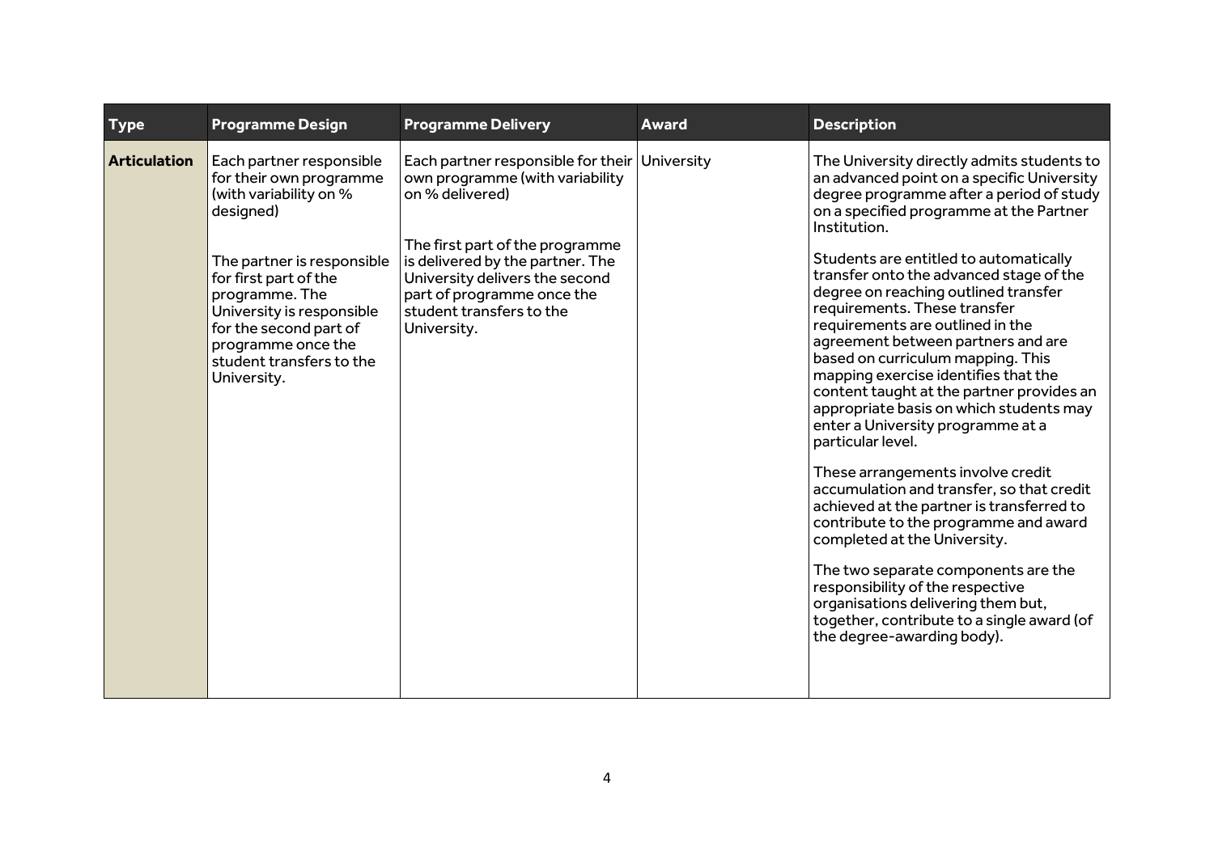| Type | Programme Design | Programme Delivery | Award | Description |
|---|---|---|---|---|
| **Articulation** | Each partner responsible for their own programme (with variability on % designed)<br><br>The partner is responsible for first part of the programme. The University is responsible for the second part of programme once the student transfers to the University. | Each partner responsible for their own programme (with variability on % delivered)<br><br>The first part of the programme is delivered by the partner. The University delivers the second part of programme once the student transfers to the University. | University | The University directly admits students to an advanced point on a specific University degree programme after a period of study on a specified programme at the Partner Institution.<br><br>Students are entitled to automatically transfer onto the advanced stage of the degree on reaching outlined transfer requirements. These transfer requirements are outlined in the agreement between partners and are based on curriculum mapping. This mapping exercise identifies that the content taught at the partner provides an appropriate basis on which students may enter a University programme at a particular level.<br><br>These arrangements involve credit accumulation and transfer, so that credit achieved at the partner is transferred to contribute to the programme and award completed at the University.<br><br>The two separate components are the responsibility of the respective organisations delivering them but, together, contribute to a single award (of the degree-awarding body). |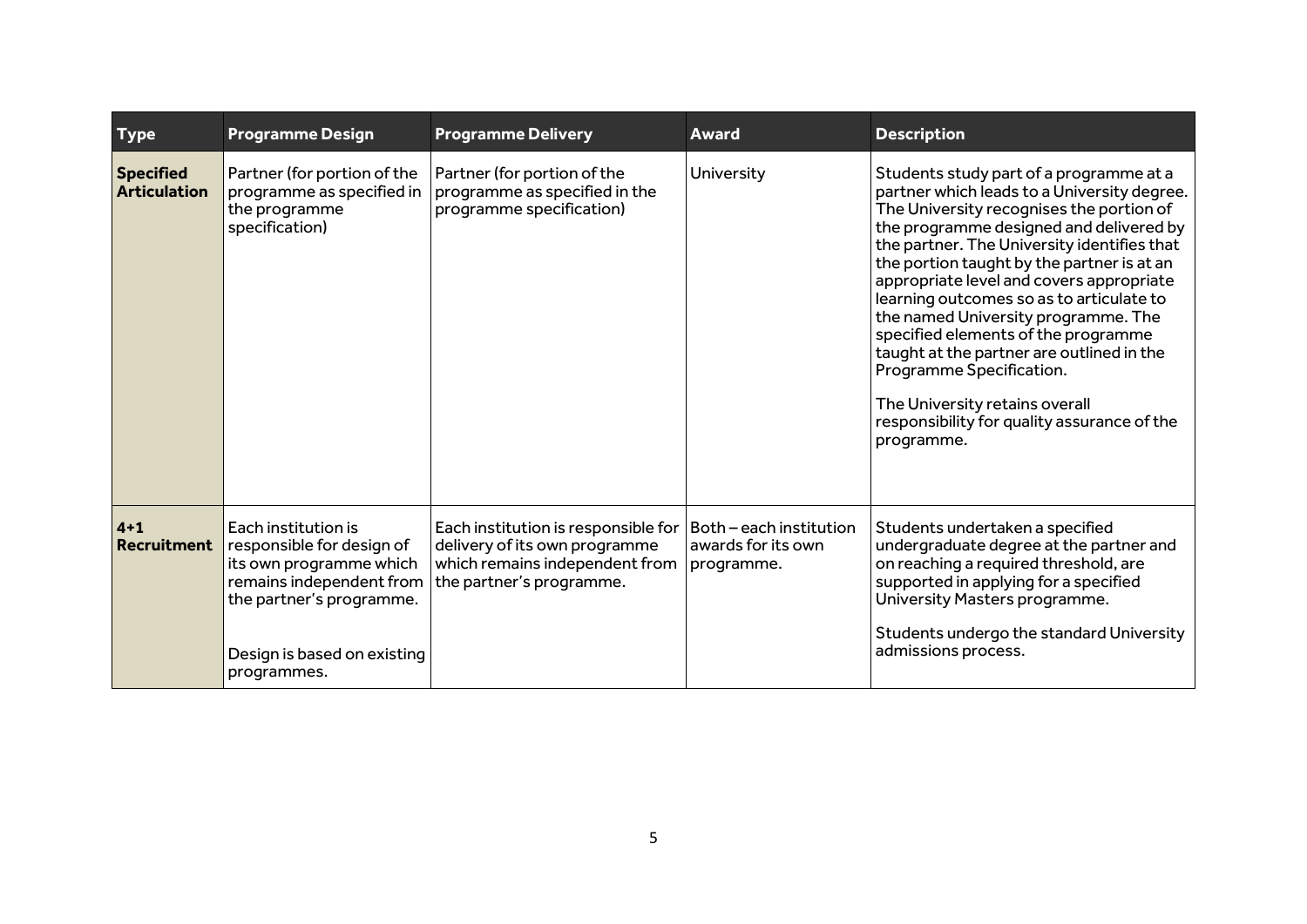| Type | Programme Design | Programme Delivery | Award | Description |
| --- | --- | --- | --- | --- |
| **Specified Articulation** | Partner (for portion of the programme as specified in the programme specification) | Partner (for portion of the programme as specified in the programme specification) | University | Students study part of a programme at a partner which leads to a University degree. The University recognises the portion of the programme designed and delivered by the partner. The University identifies that the portion taught by the partner is at an appropriate level and covers appropriate learning outcomes so as to articulate to the named University programme. The specified elements of the programme taught at the partner are outlined in the Programme Specification.<br><br>The University retains overall responsibility for quality assurance of the programme. |
| **4+1 Recruitment** | Each institution is responsible for design of its own programme which remains independent from the partner's programme.<br><br>Design is based on existing programmes. | Each institution is responsible for delivery of its own programme which remains independent from the partner's programme. | Both – each institution awards for its own programme. | Students undertaken a specified undergraduate degree at the partner and on reaching a required threshold, are supported in applying for a specified University Masters programme.<br><br>Students undergo the standard University admissions process. |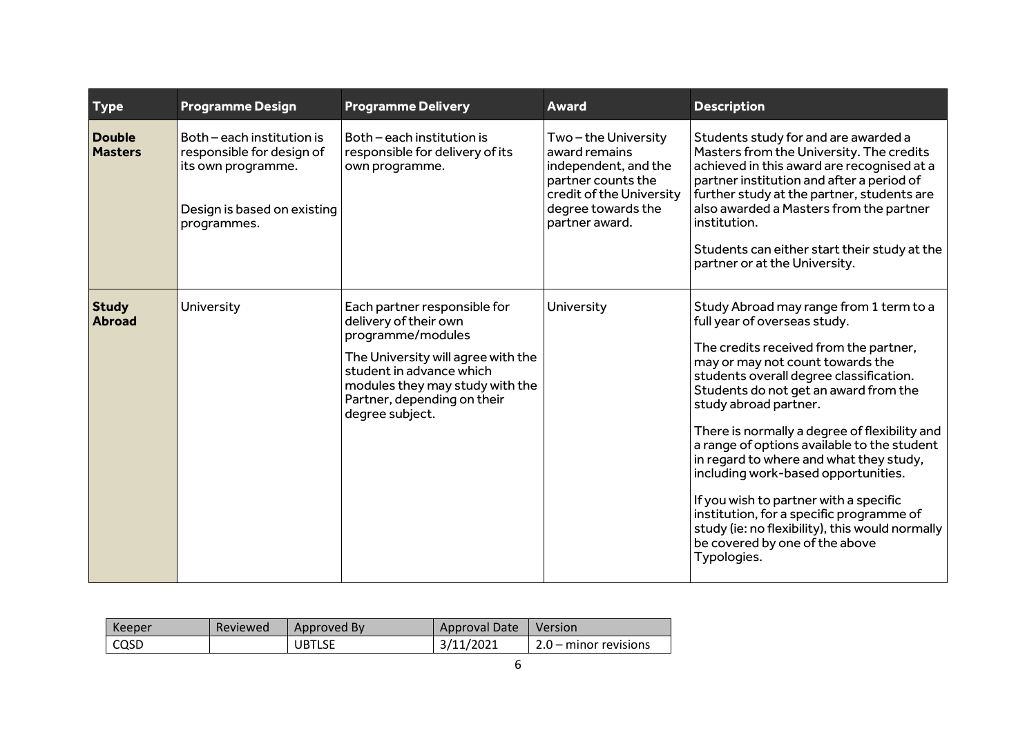| Type | Programme Design | Programme Delivery | Award | Description |
|---|---|---|---|---|
| **Double Masters** | Both – each institution is responsible for design of its own programme.<br><br>Design is based on existing programmes. | Both – each institution is responsible for delivery of its own programme. | Two – the University award remains independent, and the partner counts the credit of the University degree towards the partner award. | Students study for and are awarded a Masters from the University. The credits achieved in this award are recognised at a partner institution and after a period of further study at the partner, students are also awarded a Masters from the partner institution.<br><br>Students can either start their study at the partner or at the University. |
| **Study Abroad** | University | Each partner responsible for delivery of their own programme/modules<br><br>The University will agree with the student in advance which modules they may study with the Partner, depending on their degree subject. | University | Study Abroad may range from 1 term to a full year of overseas study.<br><br>The credits received from the partner, may or may not count towards the students overall degree classification. Students do not get an award from the study abroad partner.<br><br>There is normally a degree of flexibility and a range of options available to the student in regard to where and what they study, including work-based opportunities.<br><br>If you wish to partner with a specific institution, for a specific programme of study (ie: no flexibility), this would normally be covered by one of the above Typologies. |

| Keeper | Reviewed | Approved By | Approval Date | Version |
|---|---|---|---|---|
| CQSD | | UBTLSE | 3/11/2021 | 2.0 – minor revisions |